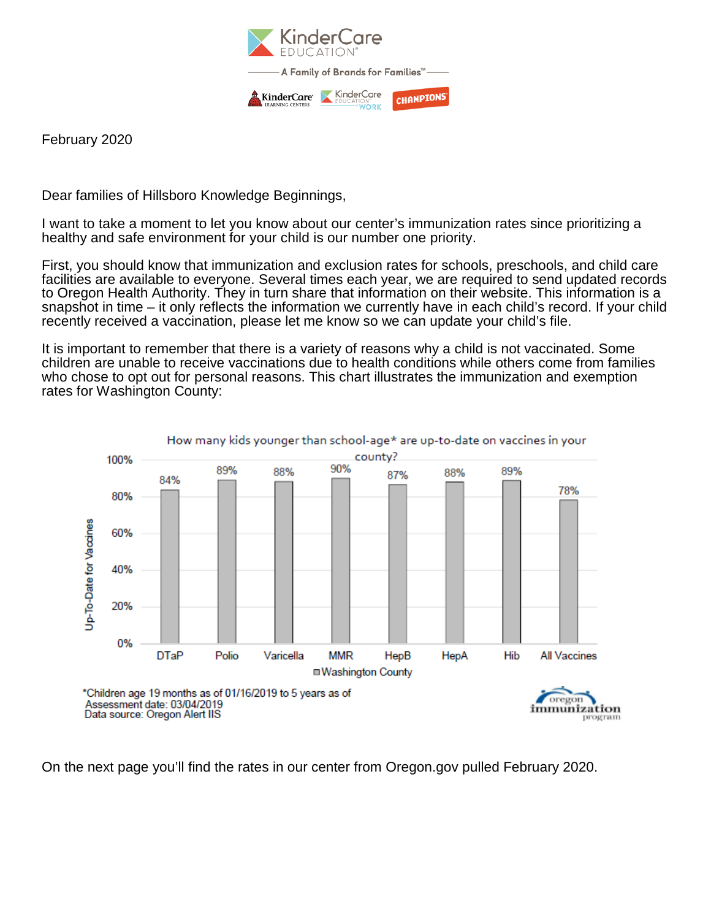KinderCare EDUCATION®

A Family of Brands for Families™

KinderCare LEARNING CENTERS | KinderCare EDUCATION AT WORK | CHAMPIONS

February 2020

Dear families of Hillsboro Knowledge Beginnings,

I want to take a moment to let you know about our center's immunization rates since prioritizing a healthy and safe environment for your child is our number one priority.

First, you should know that immunization and exclusion rates for schools, preschools, and child care facilities are available to everyone. Several times each year, we are required to send updated records to Oregon Health Authority. They in turn share that information on their website. This information is a snapshot in time – it only reflects the information we currently have in each child's record. If your child recently received a vaccination, please let me know so we can update your child's file.

It is important to remember that there is a variety of reasons why a child is not vaccinated. Some children are unable to receive vaccinations due to health conditions while others come from families who chose to opt out for personal reasons. This chart illustrates the immunization and exemption rates for Washington County:

How many kids younger than school-age* are up-to-date on vaccines in your county?

| Vaccine | Washington County (Up-To-Date for Vaccines) |
|---|---|
| DTaP | 84% |
| Polio | 89% |
| Varicella | 88% |
| MMR | 90% |
| HepB | 87% |
| HepA | 88% |
| Hib | 89% |
| All Vaccines | 78% |

*Children age 19 months as of 01/16/2019 to 5 years as of
Assessment date: 03/04/2019
Data source: Oregon Alert IIS

oregon immunization program

On the next page you'll find the rates in our center from Oregon.gov pulled February 2020.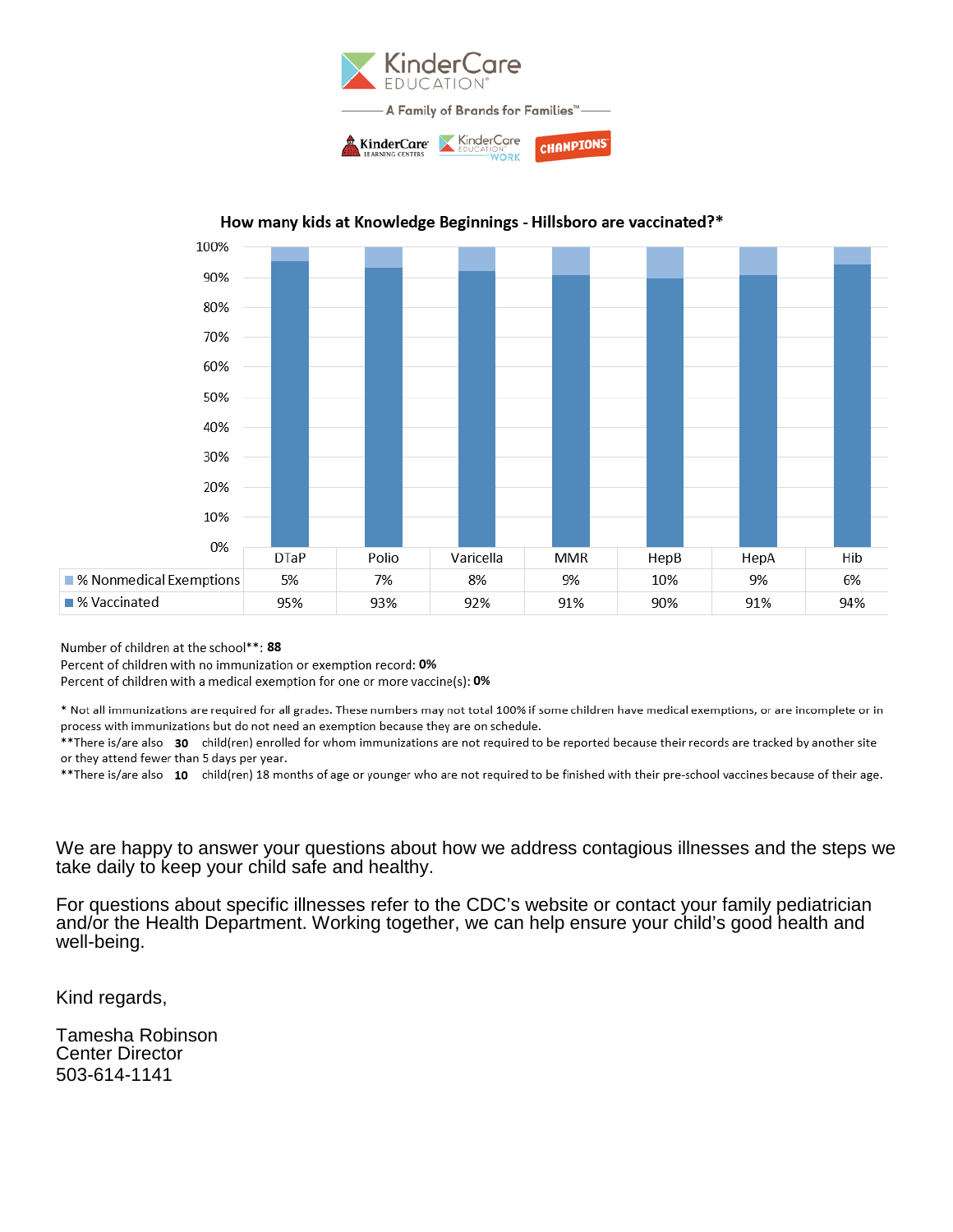KinderCare EDUCATION

A Family of Brands for Families™

KinderCare LEARNING CENTERS · KinderCare EDUCATION AT WORK · CHAMPIONS

How many kids at Knowledge Beginnings - Hillsboro are vaccinated?*

100%
90%
80%
70%
60%
50%
40%
30%
20%
10%
0%

DTaP · Polio · Varicella · MMR · HepB · HepA · Hib

% Nonmedical Exemptions: 5% · 7% · 8% · 9% · 10% · 9% · 6%

% Vaccinated: 95% · 93% · 92% · 91% · 90% · 91% · 94%

Number of children at the school**: **88**
Percent of children with no immunization or exemption record: **0%**
Percent of children with a medical exemption for one or more vaccine(s): **0%**

\* Not all immunizations are required for all grades. These numbers may not total 100% if some children have medical exemptions, or are incomplete or in process with immunizations but do not need an exemption because they are on schedule.
**There is/are also **30** child(ren) enrolled for whom immunizations are not required to be reported because their records are tracked by another site or they attend fewer than 5 days per year.
**There is/are also **10** child(ren) 18 months of age or younger who are not required to be finished with their pre-school vaccines because of their age.

We are happy to answer your questions about how we address contagious illnesses and the steps we take daily to keep your child safe and healthy.

For questions about specific illnesses refer to the CDC's website or contact your family pediatrician and/or the Health Department. Working together, we can help ensure your child's good health and well-being.

Kind regards,

Tamesha Robinson
Center Director
503-614-1141